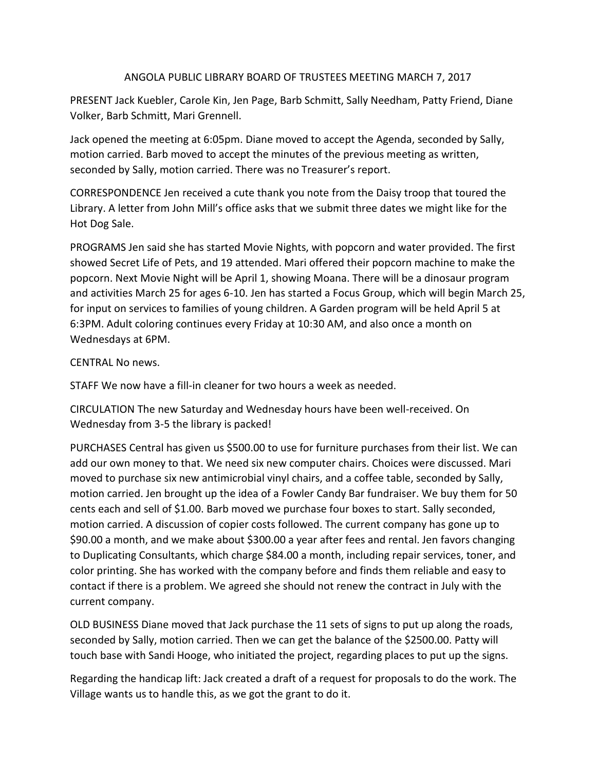# ANGOLA PUBLIC LIBRARY BOARD OF TRUSTEES MEETING MARCH 7, 2017

PRESENT Jack Kuebler, Carole Kin, Jen Page, Barb Schmitt, Sally Needham, Patty Friend, Diane Volker, Barb Schmitt, Mari Grennell.

Jack opened the meeting at 6:05pm. Diane moved to accept the Agenda, seconded by Sally, motion carried. Barb moved to accept the minutes of the previous meeting as written, seconded by Sally, motion carried. There was no Treasurer's report.

CORRESPONDENCE Jen received a cute thank you note from the Daisy troop that toured the Library. A letter from John Mill's office asks that we submit three dates we might like for the Hot Dog Sale.

PROGRAMS Jen said she has started Movie Nights, with popcorn and water provided. The first showed Secret Life of Pets, and 19 attended. Mari offered their popcorn machine to make the popcorn. Next Movie Night will be April 1, showing Moana. There will be a dinosaur program and activities March 25 for ages 6-10. Jen has started a Focus Group, which will begin March 25, for input on services to families of young children. A Garden program will be held April 5 at 6:3PM. Adult coloring continues every Friday at 10:30 AM, and also once a month on Wednesdays at 6PM.

CENTRAL No news.

STAFF We now have a fill-in cleaner for two hours a week as needed.

CIRCULATION The new Saturday and Wednesday hours have been well-received. On Wednesday from 3-5 the library is packed!

PURCHASES Central has given us $500.00 to use for furniture purchases from their list. We can add our own money to that. We need six new computer chairs. Choices were discussed. Mari moved to purchase six new antimicrobial vinyl chairs, and a coffee table, seconded by Sally, motion carried. Jen brought up the idea of a Fowler Candy Bar fundraiser. We buy them for 50 cents each and sell of $1.00. Barb moved we purchase four boxes to start. Sally seconded, motion carried. A discussion of copier costs followed. The current company has gone up to $90.00 a month, and we make about $300.00 a year after fees and rental. Jen favors changing to Duplicating Consultants, which charge $84.00 a month, including repair services, toner, and color printing. She has worked with the company before and finds them reliable and easy to contact if there is a problem. We agreed she should not renew the contract in July with the current company.

OLD BUSINESS Diane moved that Jack purchase the 11 sets of signs to put up along the roads, seconded by Sally, motion carried. Then we can get the balance of the $2500.00. Patty will touch base with Sandi Hooge, who initiated the project, regarding places to put up the signs.

Regarding the handicap lift: Jack created a draft of a request for proposals to do the work. The Village wants us to handle this, as we got the grant to do it.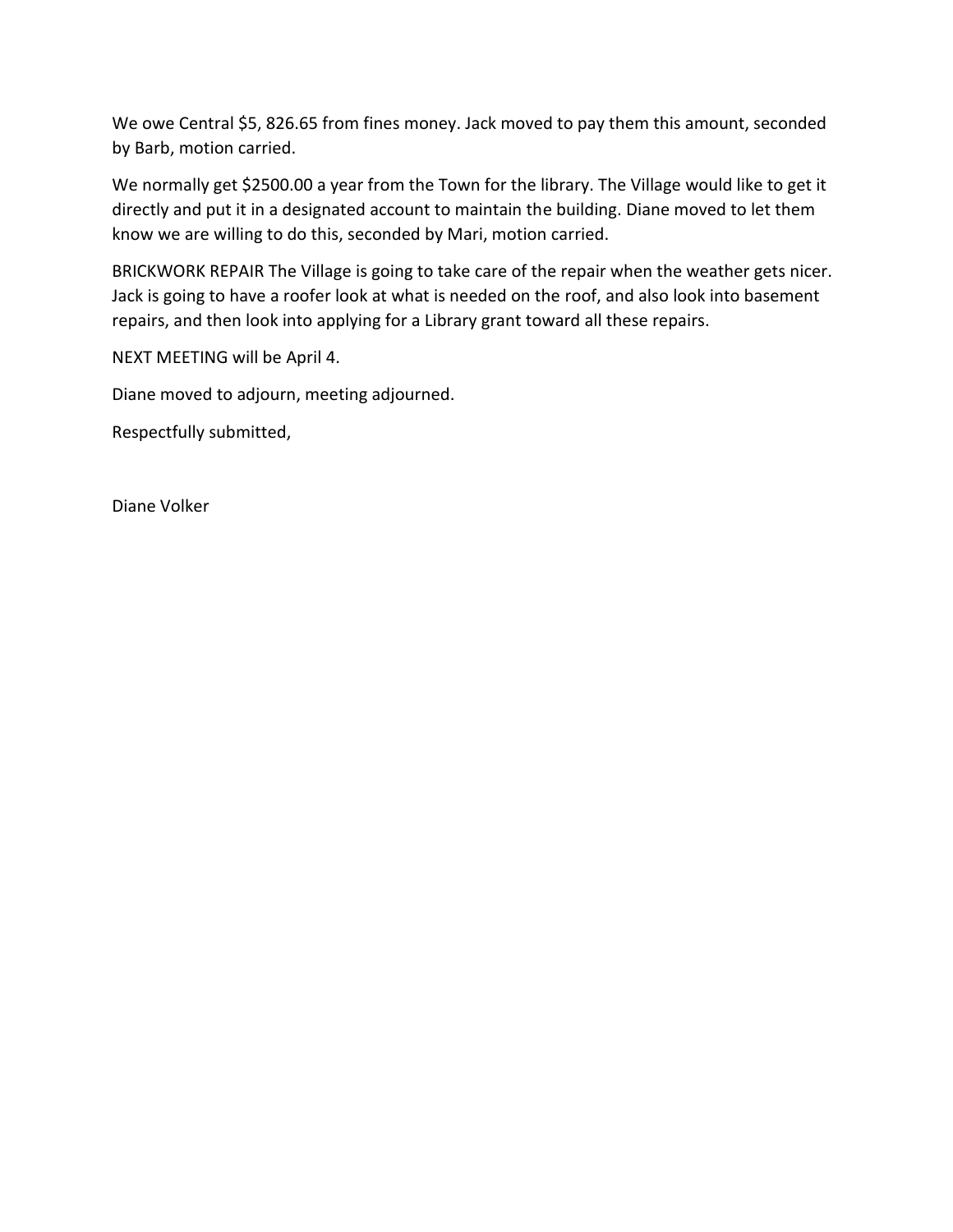We owe Central $5, 826.65 from fines money. Jack moved to pay them this amount, seconded by Barb, motion carried.

We normally get $2500.00 a year from the Town for the library. The Village would like to get it directly and put it in a designated account to maintain the building. Diane moved to let them know we are willing to do this, seconded by Mari, motion carried.

BRICKWORK REPAIR The Village is going to take care of the repair when the weather gets nicer. Jack is going to have a roofer look at what is needed on the roof, and also look into basement repairs, and then look into applying for a Library grant toward all these repairs.

NEXT MEETING will be April 4.

Diane moved to adjourn, meeting adjourned.

Respectfully submitted,

Diane Volker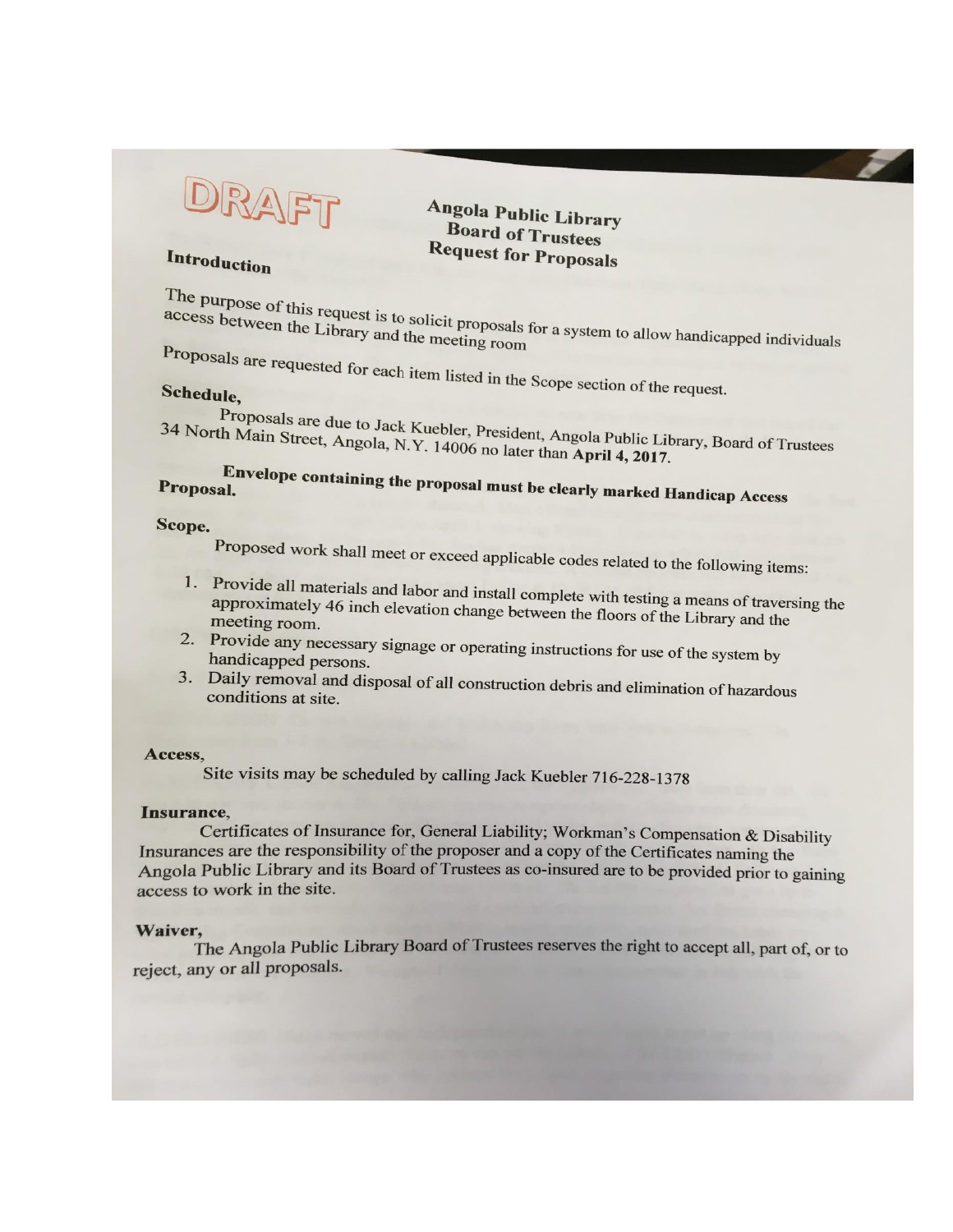DRAFT

# Angola Public Library
## Board of Trustees
## Request for Proposals

**Introduction**

The purpose of this request is to solicit proposals for a system to allow handicapped individuals access between the Library and the meeting room

Proposals are requested for each item listed in the Scope section of the request.

**Schedule,**

Proposals are due to Jack Kuebler, President, Angola Public Library, Board of Trustees 34 North Main Street, Angola, N.Y. 14006 no later than **April 4, 2017.**

**Envelope containing the proposal must be clearly marked Handicap Access Proposal.**

**Scope.**

Proposed work shall meet or exceed applicable codes related to the following items:

1. Provide all materials and labor and install complete with testing a means of traversing the approximately 46 inch elevation change between the floors of the Library and the meeting room.
2. Provide any necessary signage or operating instructions for use of the system by handicapped persons.
3. Daily removal and disposal of all construction debris and elimination of hazardous conditions at site.

**Access,**

Site visits may be scheduled by calling Jack Kuebler 716-228-1378

**Insurance,**

Certificates of Insurance for, General Liability; Workman's Compensation & Disability Insurances are the responsibility of the proposer and a copy of the Certificates naming the Angola Public Library and its Board of Trustees as co-insured are to be provided prior to gaining access to work in the site.

**Waiver,**

The Angola Public Library Board of Trustees reserves the right to accept all, part of, or to reject, any or all proposals.